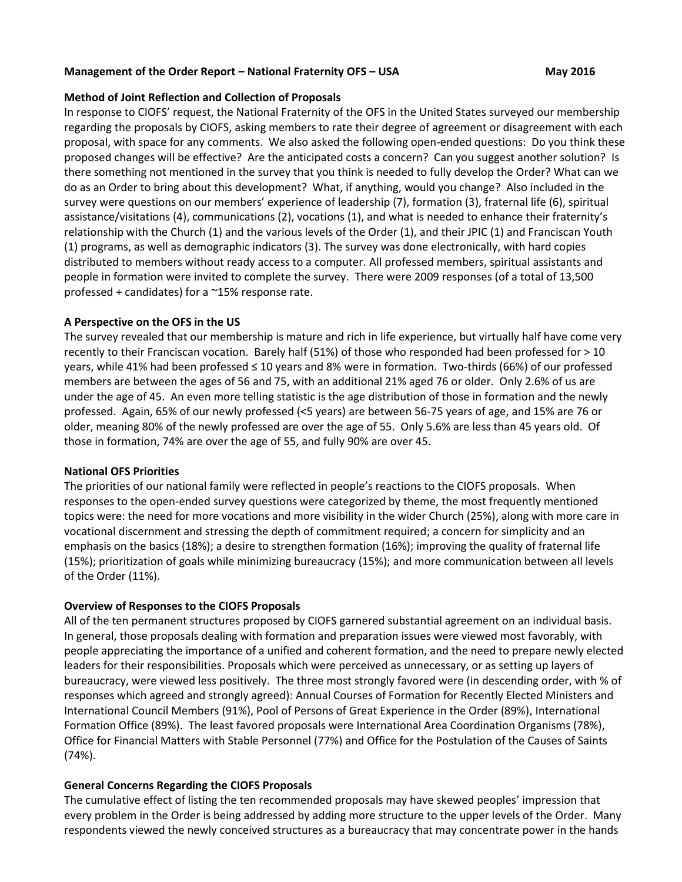**Management of the Order Report – National Fraternity OFS – USA May 2016**

**Method of Joint Reflection and Collection of Proposals**

In response to CIOFS' request, the National Fraternity of the OFS in the United States surveyed our membership regarding the proposals by CIOFS, asking members to rate their degree of agreement or disagreement with each proposal, with space for any comments. We also asked the following open-ended questions: Do you think these proposed changes will be effective? Are the anticipated costs a concern? Can you suggest another solution? Is there something not mentioned in the survey that you think is needed to fully develop the Order? What can we do as an Order to bring about this development? What, if anything, would you change? Also included in the survey were questions on our members' experience of leadership (7), formation (3), fraternal life (6), spiritual assistance/visitations (4), communications (2), vocations (1), and what is needed to enhance their fraternity's relationship with the Church (1) and the various levels of the Order (1), and their JPIC (1) and Franciscan Youth (1) programs, as well as demographic indicators (3). The survey was done electronically, with hard copies distributed to members without ready access to a computer. All professed members, spiritual assistants and people in formation were invited to complete the survey. There were 2009 responses (of a total of 13,500 professed + candidates) for a ~15% response rate.

**A Perspective on the OFS in the US**

The survey revealed that our membership is mature and rich in life experience, but virtually half have come very recently to their Franciscan vocation. Barely half (51%) of those who responded had been professed for > 10 years, while 41% had been professed ≤ 10 years and 8% were in formation. Two-thirds (66%) of our professed members are between the ages of 56 and 75, with an additional 21% aged 76 or older. Only 2.6% of us are under the age of 45. An even more telling statistic is the age distribution of those in formation and the newly professed. Again, 65% of our newly professed (<5 years) are between 56-75 years of age, and 15% are 76 or older, meaning 80% of the newly professed are over the age of 55. Only 5.6% are less than 45 years old. Of those in formation, 74% are over the age of 55, and fully 90% are over 45.

**National OFS Priorities**

The priorities of our national family were reflected in people's reactions to the CIOFS proposals. When responses to the open-ended survey questions were categorized by theme, the most frequently mentioned topics were: the need for more vocations and more visibility in the wider Church (25%), along with more care in vocational discernment and stressing the depth of commitment required; a concern for simplicity and an emphasis on the basics (18%); a desire to strengthen formation (16%); improving the quality of fraternal life (15%); prioritization of goals while minimizing bureaucracy (15%); and more communication between all levels of the Order (11%).

**Overview of Responses to the CIOFS Proposals**

All of the ten permanent structures proposed by CIOFS garnered substantial agreement on an individual basis. In general, those proposals dealing with formation and preparation issues were viewed most favorably, with people appreciating the importance of a unified and coherent formation, and the need to prepare newly elected leaders for their responsibilities. Proposals which were perceived as unnecessary, or as setting up layers of bureaucracy, were viewed less positively. The three most strongly favored were (in descending order, with % of responses which agreed and strongly agreed): Annual Courses of Formation for Recently Elected Ministers and International Council Members (91%), Pool of Persons of Great Experience in the Order (89%), International Formation Office (89%). The least favored proposals were International Area Coordination Organisms (78%), Office for Financial Matters with Stable Personnel (77%) and Office for the Postulation of the Causes of Saints (74%).

**General Concerns Regarding the CIOFS Proposals**

The cumulative effect of listing the ten recommended proposals may have skewed peoples' impression that every problem in the Order is being addressed by adding more structure to the upper levels of the Order. Many respondents viewed the newly conceived structures as a bureaucracy that may concentrate power in the hands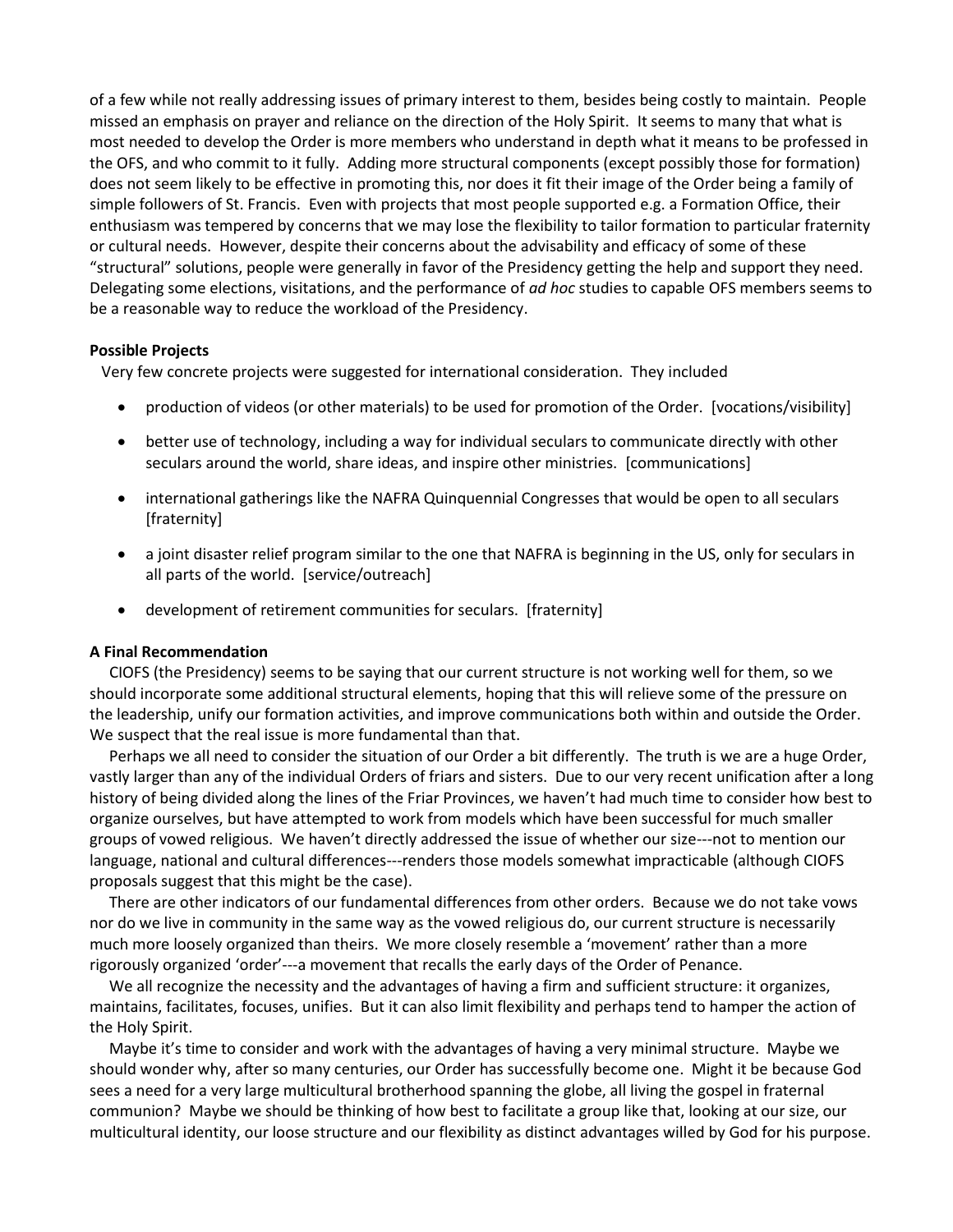of a few while not really addressing issues of primary interest to them, besides being costly to maintain. People missed an emphasis on prayer and reliance on the direction of the Holy Spirit. It seems to many that what is most needed to develop the Order is more members who understand in depth what it means to be professed in the OFS, and who commit to it fully. Adding more structural components (except possibly those for formation) does not seem likely to be effective in promoting this, nor does it fit their image of the Order being a family of simple followers of St. Francis. Even with projects that most people supported e.g. a Formation Office, their enthusiasm was tempered by concerns that we may lose the flexibility to tailor formation to particular fraternity or cultural needs. However, despite their concerns about the advisability and efficacy of some of these "structural" solutions, people were generally in favor of the Presidency getting the help and support they need. Delegating some elections, visitations, and the performance of *ad hoc* studies to capable OFS members seems to be a reasonable way to reduce the workload of the Presidency.

**Possible Projects**

Very few concrete projects were suggested for international consideration. They included

- production of videos (or other materials) to be used for promotion of the Order. [vocations/visibility]
- better use of technology, including a way for individual seculars to communicate directly with other seculars around the world, share ideas, and inspire other ministries. [communications]
- international gatherings like the NAFRA Quinquennial Congresses that would be open to all seculars [fraternity]
- a joint disaster relief program similar to the one that NAFRA is beginning in the US, only for seculars in all parts of the world. [service/outreach]
- development of retirement communities for seculars. [fraternity]

**A Final Recommendation**

CIOFS (the Presidency) seems to be saying that our current structure is not working well for them, so we should incorporate some additional structural elements, hoping that this will relieve some of the pressure on the leadership, unify our formation activities, and improve communications both within and outside the Order. We suspect that the real issue is more fundamental than that.

Perhaps we all need to consider the situation of our Order a bit differently. The truth is we are a huge Order, vastly larger than any of the individual Orders of friars and sisters. Due to our very recent unification after a long history of being divided along the lines of the Friar Provinces, we haven't had much time to consider how best to organize ourselves, but have attempted to work from models which have been successful for much smaller groups of vowed religious. We haven't directly addressed the issue of whether our size---not to mention our language, national and cultural differences---renders those models somewhat impracticable (although CIOFS proposals suggest that this might be the case).

There are other indicators of our fundamental differences from other orders. Because we do not take vows nor do we live in community in the same way as the vowed religious do, our current structure is necessarily much more loosely organized than theirs. We more closely resemble a 'movement' rather than a more rigorously organized 'order'---a movement that recalls the early days of the Order of Penance.

We all recognize the necessity and the advantages of having a firm and sufficient structure: it organizes, maintains, facilitates, focuses, unifies. But it can also limit flexibility and perhaps tend to hamper the action of the Holy Spirit.

Maybe it's time to consider and work with the advantages of having a very minimal structure. Maybe we should wonder why, after so many centuries, our Order has successfully become one. Might it be because God sees a need for a very large multicultural brotherhood spanning the globe, all living the gospel in fraternal communion? Maybe we should be thinking of how best to facilitate a group like that, looking at our size, our multicultural identity, our loose structure and our flexibility as distinct advantages willed by God for his purpose.